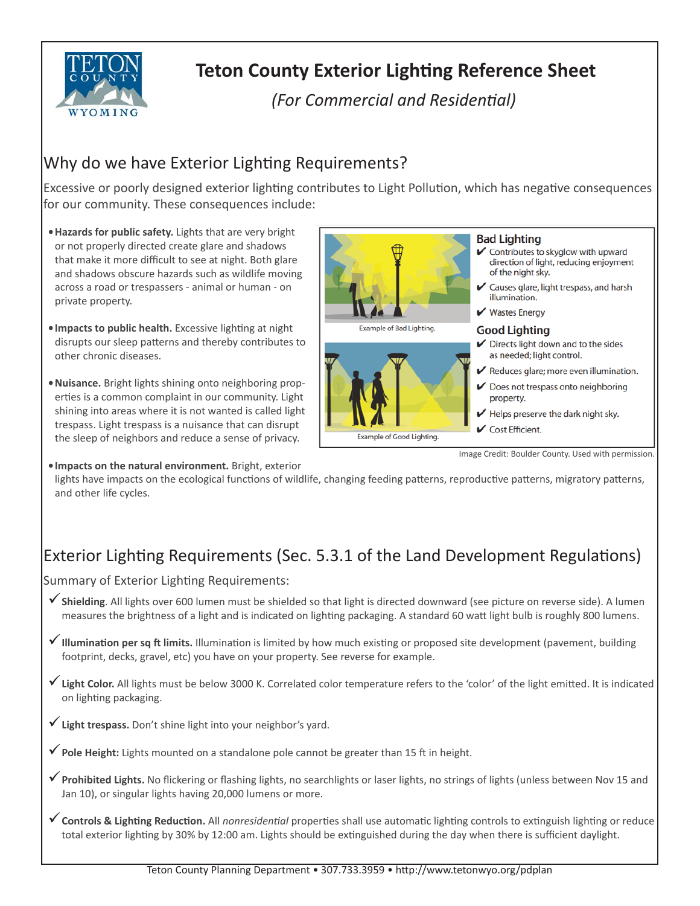# Teton County Exterior Lighting Reference Sheet

*(For Commercial and Residential)*

## Why do we have Exterior Lighting Requirements?

Excessive or poorly designed exterior lighting contributes to Light Pollution, which has negative consequences for our community. These consequences include:

- **Hazards for public safety.** Lights that are very bright or not properly directed create glare and shadows that make it more difficult to see at night. Both glare and shadows obscure hazards such as wildlife moving across a road or trespassers - animal or human - on private property.
- **Impacts to public health.** Excessive lighting at night disrupts our sleep patterns and thereby contributes to other chronic diseases.
- **Nuisance.** Bright lights shining onto neighboring properties is a common complaint in our community. Light shining into areas where it is not wanted is called light trespass. Light trespass is a nuisance that can disrupt the sleep of neighbors and reduce a sense of privacy.
- **Impacts on the natural environment.** Bright, exterior lights have impacts on the ecological functions of wildlife, changing feeding patterns, reproductive patterns, migratory patterns, and other life cycles.

Example of Bad Lighting.

**Bad Lighting**
- ✔ Contributes to skyglow with upward direction of light, reducing enjoyment of the night sky.
- ✔ Causes glare, light trespass, and harsh illumination.
- ✔ Wastes Energy

Example of Good Lighting.

**Good Lighting**
- ✔ Directs light down and to the sides as needed; light control.
- ✔ Reduces glare; more even illumination.
- ✔ Does not trespass onto neighboring property.
- ✔ Helps preserve the dark night sky.
- ✔ Cost Efficient.

Image Credit: Boulder County. Used with permission.

## Exterior Lighting Requirements (Sec. 5.3.1 of the Land Development Regulations)

Summary of Exterior Lighting Requirements:

- ✓ **Shielding**. All lights over 600 lumen must be shielded so that light is directed downward (see picture on reverse side). A lumen measures the brightness of a light and is indicated on lighting packaging. A standard 60 watt light bulb is roughly 800 lumens.
- ✓ **Illumination per sq ft limits.** Illumination is limited by how much existing or proposed site development (pavement, building footprint, decks, gravel, etc) you have on your property. See reverse for example.
- ✓ **Light Color.** All lights must be below 3000 K. Correlated color temperature refers to the 'color' of the light emitted. It is indicated on lighting packaging.
- ✓ **Light trespass.** Don't shine light into your neighbor's yard.
- ✓ **Pole Height:** Lights mounted on a standalone pole cannot be greater than 15 ft in height.
- ✓ **Prohibited Lights.** No flickering or flashing lights, no searchlights or laser lights, no strings of lights (unless between Nov 15 and Jan 10), or singular lights having 20,000 lumens or more.
- ✓ **Controls & Lighting Reduction.** All *nonresidential* properties shall use automatic lighting controls to extinguish lighting or reduce total exterior lighting by 30% by 12:00 am. Lights should be extinguished during the day when there is sufficient daylight.

Teton County Planning Department • 307.733.3959 • http://www.tetonwyo.org/pdplan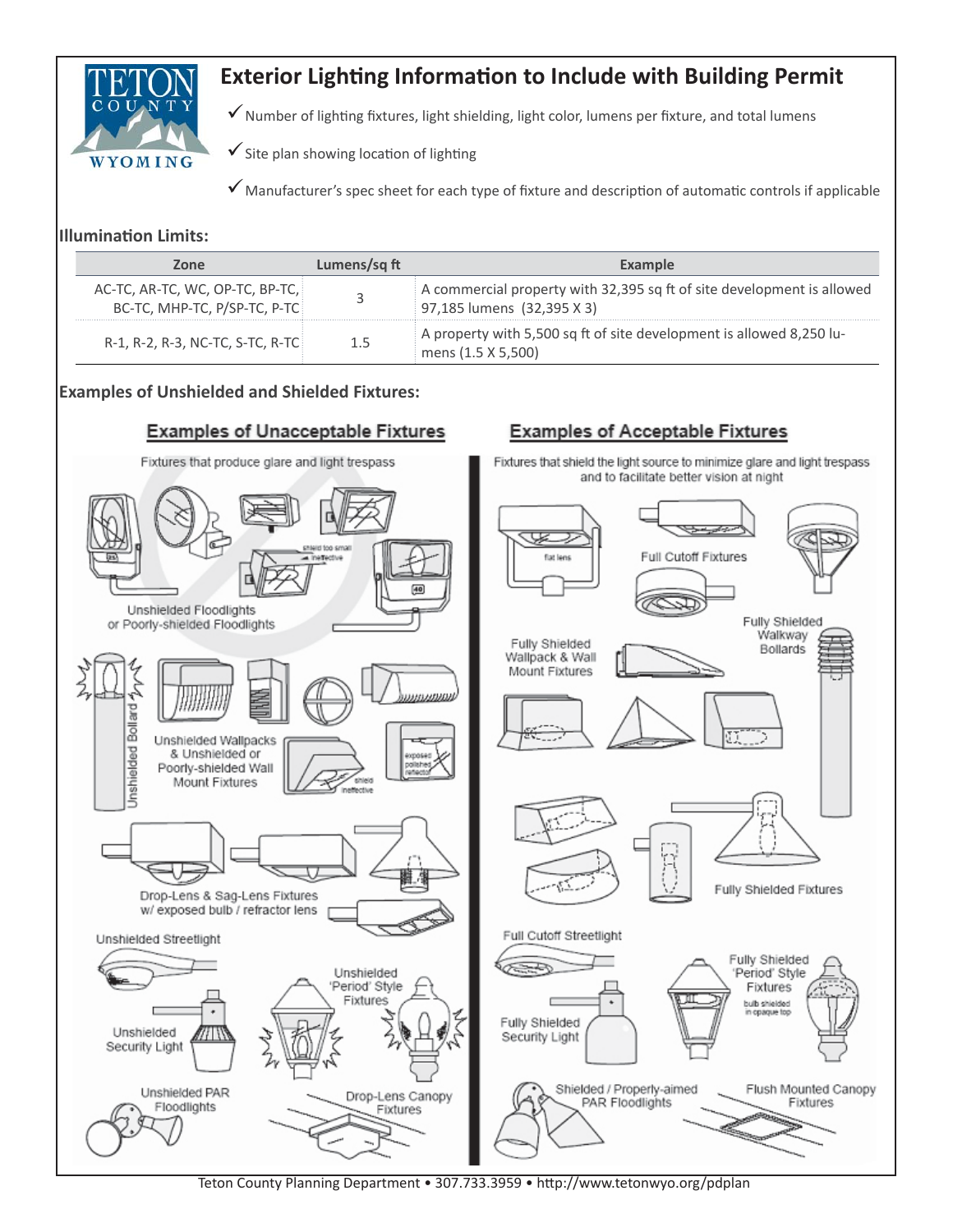# Exterior Lighting Information to Include with Building Permit

- ✓ Number of lighting fixtures, light shielding, light color, lumens per fixture, and total lumens
- ✓ Site plan showing location of lighting
- ✓ Manufacturer's spec sheet for each type of fixture and description of automatic controls if applicable

### Illumination Limits:

| Zone | Lumens/sq ft | Example |
|---|---|---|
| AC-TC, AR-TC, WC, OP-TC, BP-TC, BC-TC, MHP-TC, P/SP-TC, P-TC | 3 | A commercial property with 32,395 sq ft of site development is allowed 97,185 lumens (32,395 X 3) |
| R-1, R-2, R-3, NC-TC, S-TC, R-TC | 1.5 | A property with 5,500 sq ft of site development is allowed 8,250 lumens (1.5 X 5,500) |

### Examples of Unshielded and Shielded Fixtures:

## Examples of Unacceptable Fixtures

Fixtures that produce glare and light trespass

Unshielded Floodlights or Poorly-shielded Floodlights

shield too small – ineffective

Unshielded Bollard

Unshielded Wallpacks & Unshielded or Poorly-shielded Wall Mount Fixtures

shield ineffective

exposed polished reflector

Drop-Lens & Sag-Lens Fixtures w/ exposed bulb / refractor lens

Unshielded Streetlight

Unshielded Security Light

Unshielded 'Period' Style Fixtures

Unshielded PAR Floodlights

Drop-Lens Canopy Fixtures

## Examples of Acceptable Fixtures

Fixtures that shield the light source to minimize glare and light trespass and to facilitate better vision at night

flat lens

Full Cutoff Fixtures

Fully Shielded Walkway Bollards

Fully Shielded Wallpack & Wall Mount Fixtures

Fully Shielded Fixtures

Full Cutoff Streetlight

Fully Shielded Security Light

Fully Shielded 'Period' Style Fixtures

bulb shielded in opaque top

Shielded / Properly-aimed PAR Floodlights

Flush Mounted Canopy Fixtures